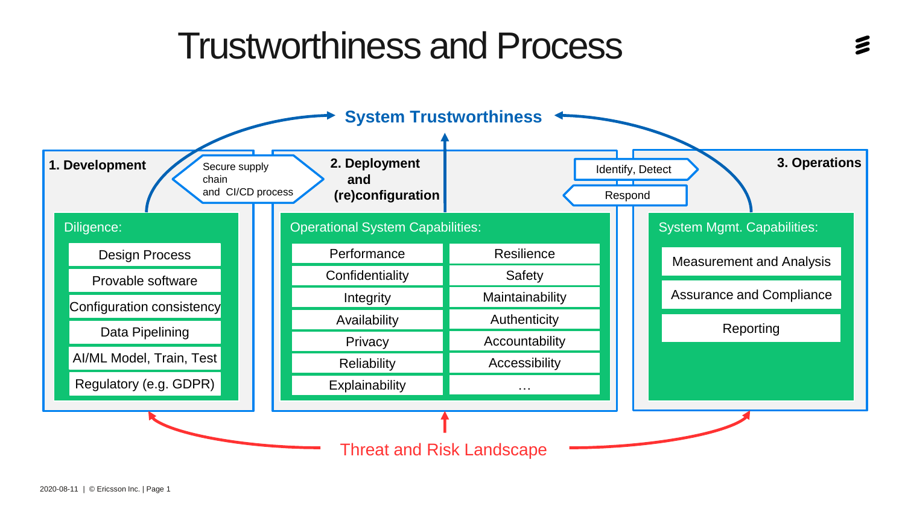# Trustworthiness and Process

**System Trustworthiness**

## 1. Development

Secure supply chain and CI/CD process

**Diligence:**

- Design Process
- Provable software
- Configuration consistency
- Data Pipelining
- AI/ML Model, Train, Test
- Regulatory (e.g. GDPR)

## 2. Deployment and (re)configuration

**Operational System Capabilities:**

| | |
|---|---|
| Performance | Resilience |
| Confidentiality | Safety |
| Integrity | Maintainability |
| Availability | Authenticity |
| Privacy | Accountability |
| Reliability | Accessibility |
| Explainability | … |

Identify, Detect

Respond

## 3. Operations

**System Mgmt. Capabilities:**

- Measurement and Analysis
- Assurance and Compliance
- Reporting

Threat and Risk Landscape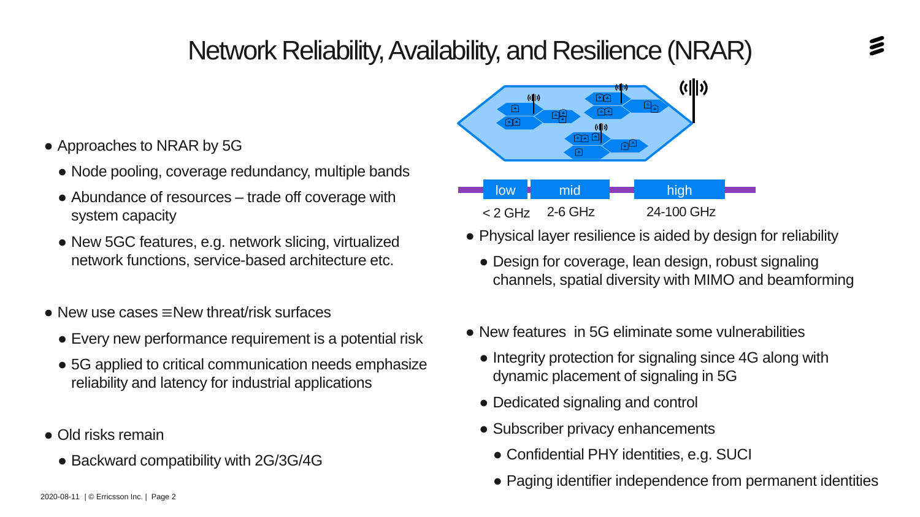# Network Reliability, Availability, and Resilience (NRAR)

- Approaches to NRAR by 5G
  - Node pooling, coverage redundancy, multiple bands
  - Abundance of resources – trade off coverage with system capacity
  - New 5GC features, e.g. network slicing, virtualized network functions, service-based architecture etc.
- New use cases ≡New threat/risk surfaces
  - Every new performance requirement is a potential risk
  - 5G applied to critical communication needs emphasize reliability and latency for industrial applications
- Old risks remain
  - Backward compatibility with 2G/3G/4G

| low | mid | high |
|---|---|---|
| < 2 GHz | 2-6 GHz | 24-100 GHz |

- Physical layer resilience is aided by design for reliability
  - Design for coverage, lean design, robust signaling channels, spatial diversity with MIMO and beamforming
- New features in 5G eliminate some vulnerabilities
  - Integrity protection for signaling since 4G along with dynamic placement of signaling in 5G
  - Dedicated signaling and control
  - Subscriber privacy enhancements
    - Confidential PHY identities, e.g. SUCI
    - Paging identifier independence from permanent identities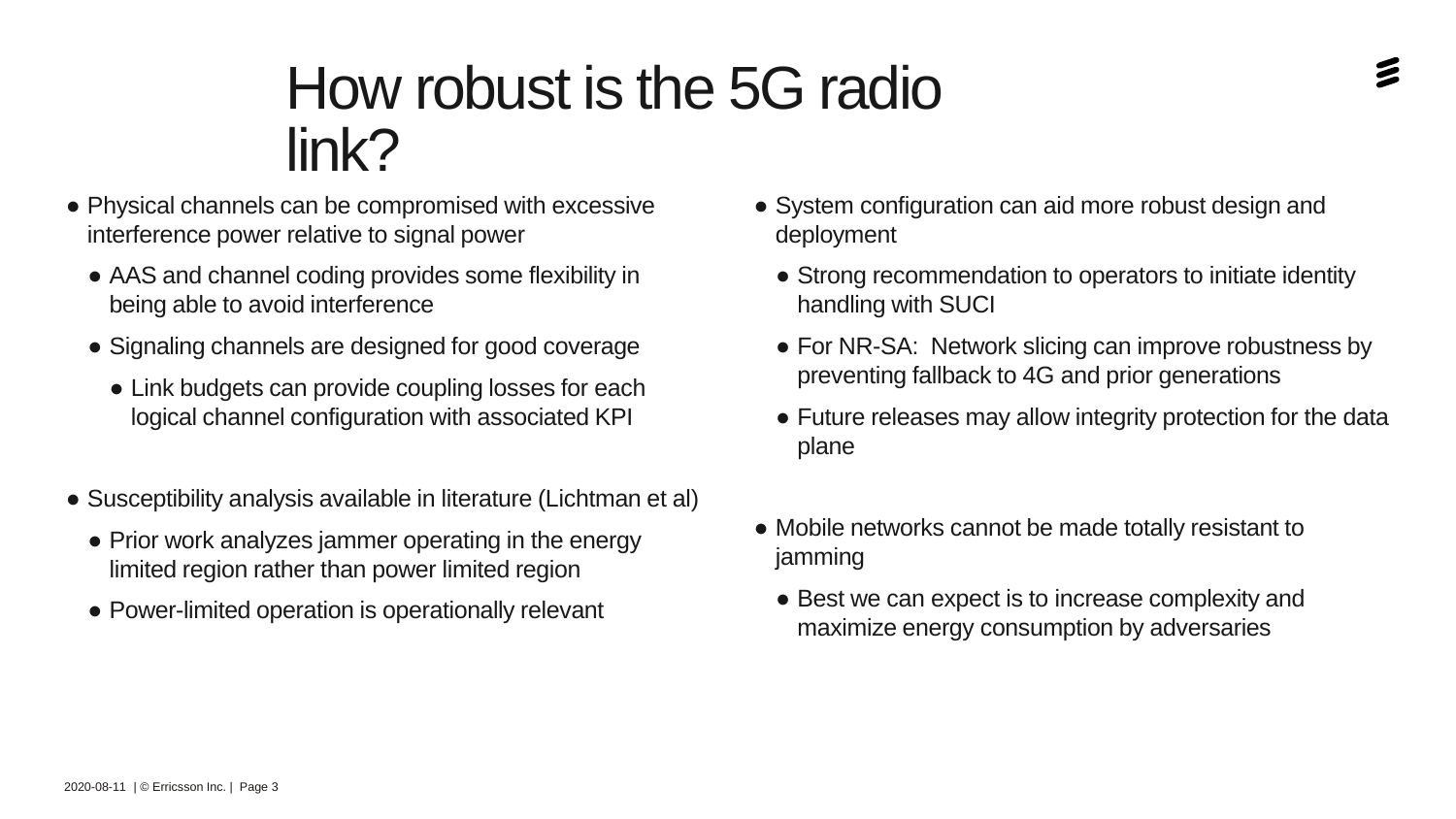# How robust is the 5G radio link?

- Physical channels can be compromised with excessive interference power relative to signal power
  - AAS and channel coding provides some flexibility in being able to avoid interference
  - Signaling channels are designed for good coverage
    - Link budgets can provide coupling losses for each logical channel configuration with associated KPI
- Susceptibility analysis available in literature (Lichtman et al)
  - Prior work analyzes jammer operating in the energy limited region rather than power limited region
  - Power-limited operation is operationally relevant
- System configuration can aid more robust design and deployment
  - Strong recommendation to operators to initiate identity handling with SUCI
  - For NR-SA: Network slicing can improve robustness by preventing fallback to 4G and prior generations
  - Future releases may allow integrity protection for the data plane
- Mobile networks cannot be made totally resistant to jamming
  - Best we can expect is to increase complexity and maximize energy consumption by adversaries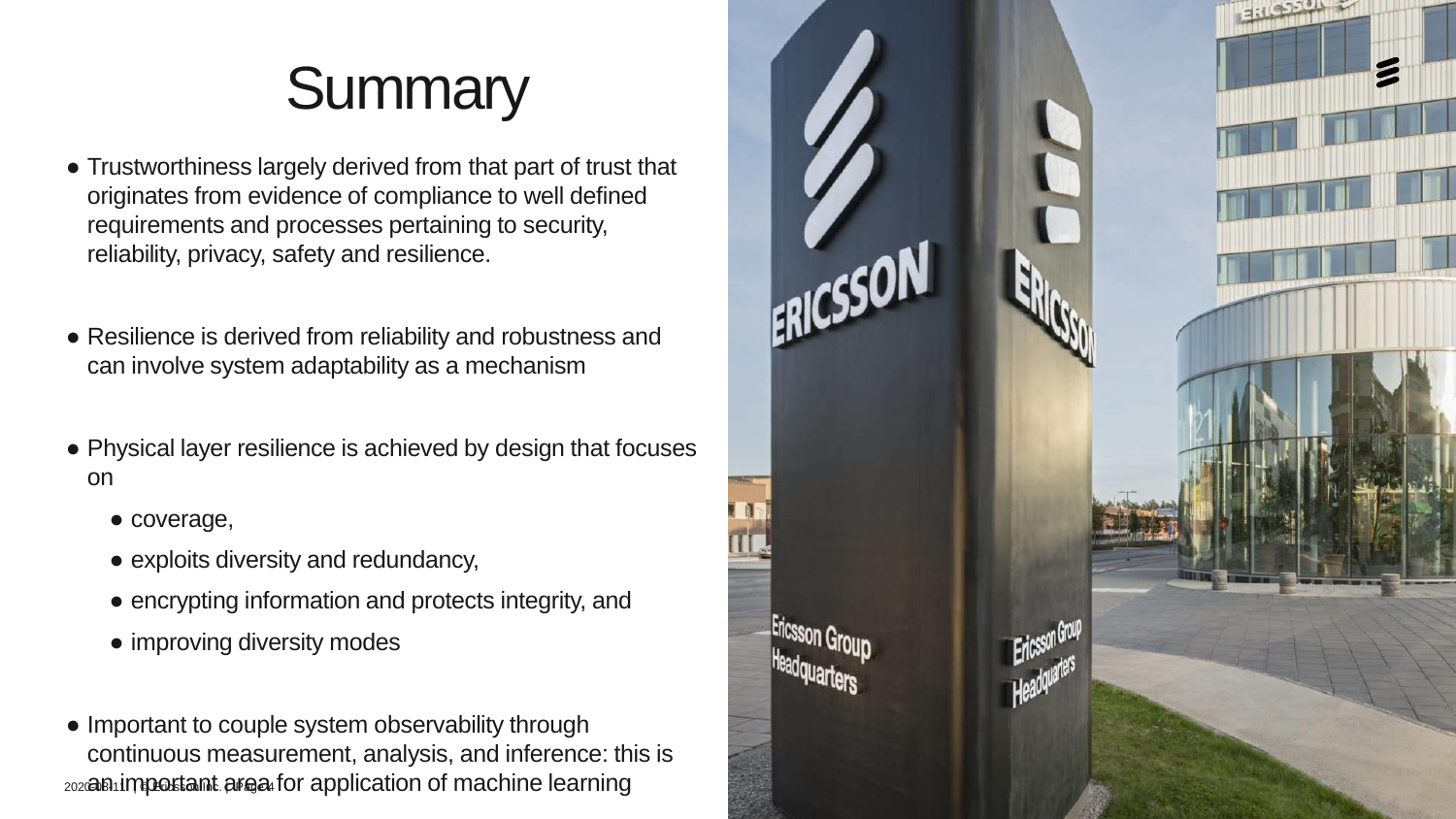# Summary

- Trustworthiness largely derived from that part of trust that originates from evidence of compliance to well defined requirements and processes pertaining to security, reliability, privacy, safety and resilience.
- Resilience is derived from reliability and robustness and can involve system adaptability as a mechanism
- Physical layer resilience is achieved by design that focuses on
  - coverage,
  - exploits diversity and redundancy,
  - encrypting information and protects integrity, and
  - improving diversity modes
- Important to couple system observability through continuous measurement, analysis, and inference: this is an important area for application of machine learning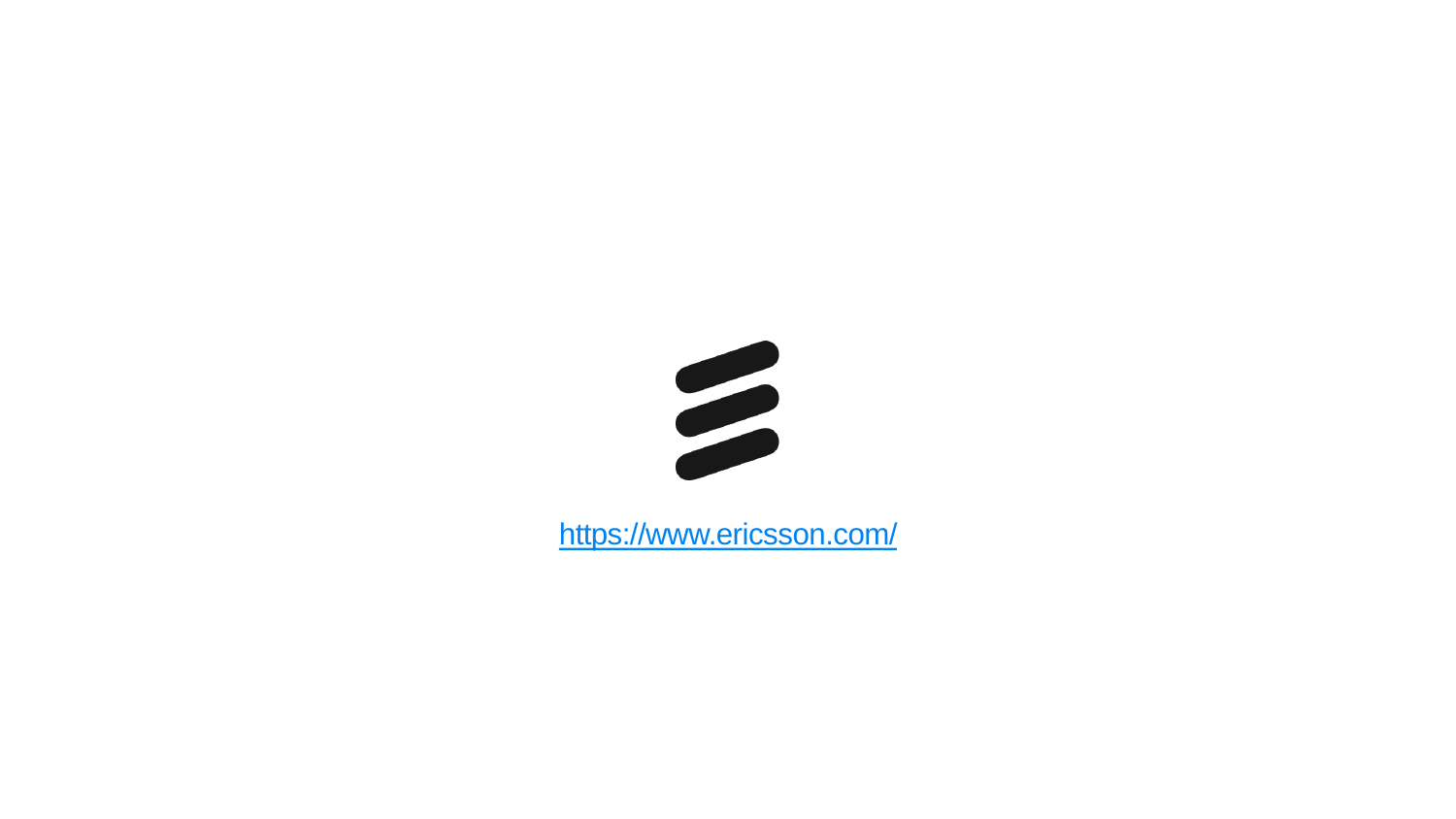https://www.ericsson.com/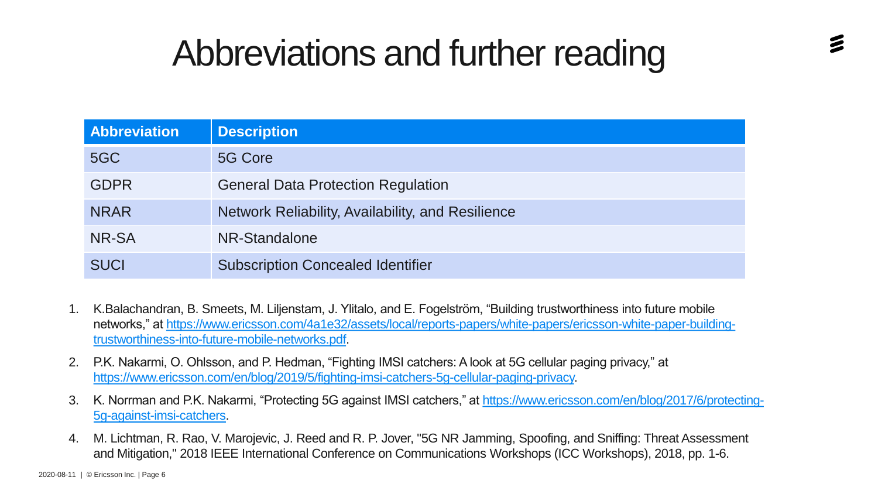# Abbreviations and further reading

| Abbreviation | Description |
| --- | --- |
| 5GC | 5G Core |
| GDPR | General Data Protection Regulation |
| NRAR | Network Reliability, Availability, and Resilience |
| NR-SA | NR-Standalone |
| SUCI | Subscription Concealed Identifier |

1. K.Balachandran, B. Smeets, M. Liljenstam, J. Ylitalo, and E. Fogelström, “Building trustworthiness into future mobile networks,” at https://www.ericsson.com/4a1e32/assets/local/reports-papers/white-papers/ericsson-white-paper-building-trustworthiness-into-future-mobile-networks.pdf.
2. P.K. Nakarmi, O. Ohlsson, and P. Hedman, “Fighting IMSI catchers: A look at 5G cellular paging privacy,” at https://www.ericsson.com/en/blog/2019/5/fighting-imsi-catchers-5g-cellular-paging-privacy.
3. K. Norrman and P.K. Nakarmi, “Protecting 5G against IMSI catchers,” at https://www.ericsson.com/en/blog/2017/6/protecting-5g-against-imsi-catchers.
4. M. Lichtman, R. Rao, V. Marojevic, J. Reed and R. P. Jover, "5G NR Jamming, Spoofing, and Sniffing: Threat Assessment and Mitigation," 2018 IEEE International Conference on Communications Workshops (ICC Workshops), 2018, pp. 1-6.